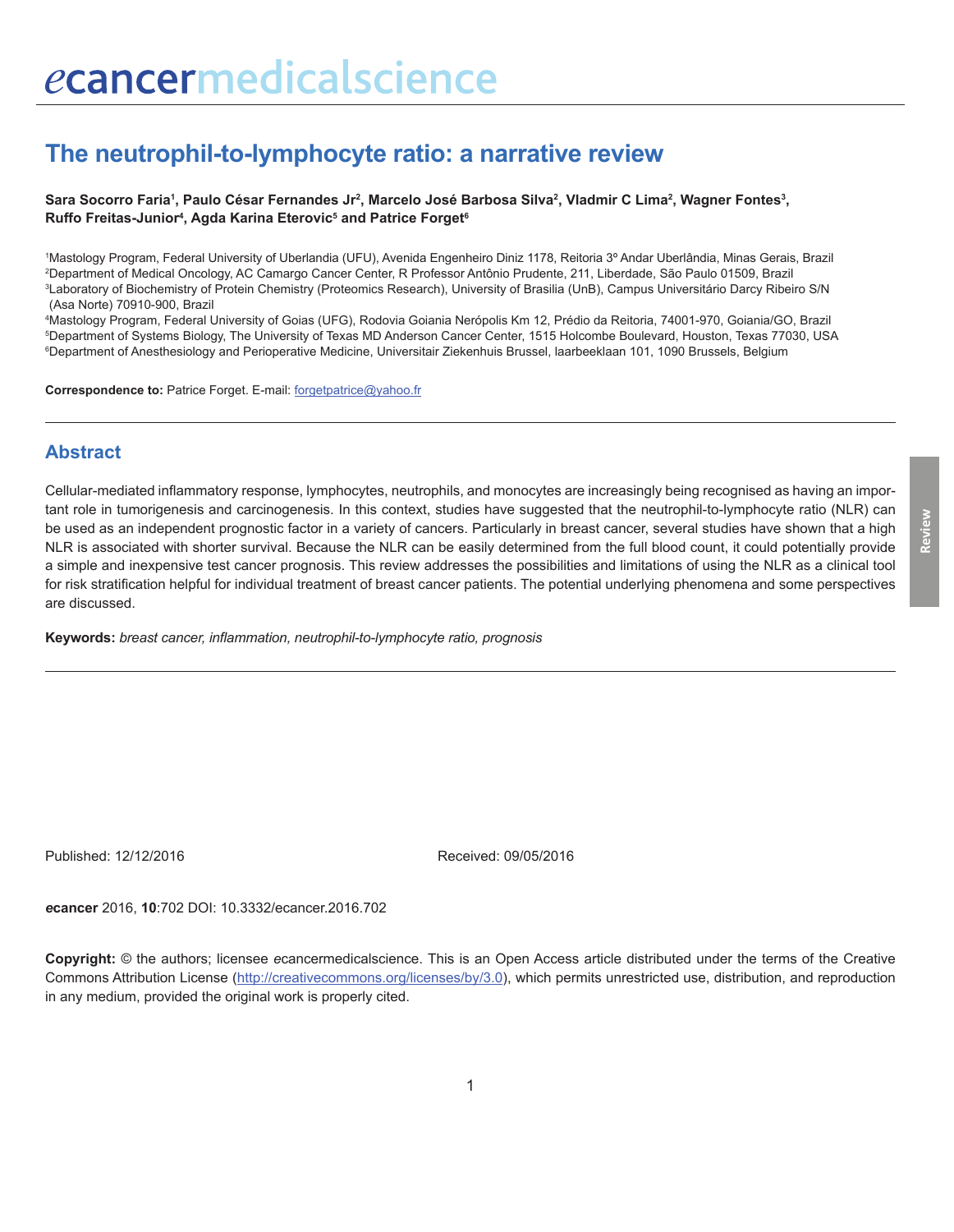# The neutrophil-to-lymphocyte ratio: a narrative review

**Sara Socorro Faria[1], Paulo César Fernandes Jr[2], Marcelo José Barbosa Silva[2], Vladmir C Lima[2], Wagner Fontes[3], Ruffo Freitas-Junior[4], Agda Karina Eterovic[5] and Patrice Forget[6]**

[1]Mastology Program, Federal University of Uberlandia (UFU), Avenida Engenheiro Diniz 1178, Reitoria 3º Andar Uberlândia, Minas Gerais, Brazil
[2]Department of Medical Oncology, AC Camargo Cancer Center, R Professor Antônio Prudente, 211, Liberdade, São Paulo 01509, Brazil
[3]Laboratory of Biochemistry of Protein Chemistry (Proteomics Research), University of Brasilia (UnB), Campus Universitário Darcy Ribeiro S/N (Asa Norte) 70910-900, Brazil
[4]Mastology Program, Federal University of Goias (UFG), Rodovia Goiania Nerópolis Km 12, Prédio da Reitoria, 74001-970, Goiania/GO, Brazil
[5]Department of Systems Biology, The University of Texas MD Anderson Cancer Center, 1515 Holcombe Boulevard, Houston, Texas 77030, USA
[6]Department of Anesthesiology and Perioperative Medicine, Universitair Ziekenhuis Brussel, laarbeeklaan 101, 1090 Brussels, Belgium

**Correspondence to:** Patrice Forget. E-mail: forgetpatrice@yahoo.fr

## Abstract

Cellular-mediated inflammatory response, lymphocytes, neutrophils, and monocytes are increasingly being recognised as having an important role in tumorigenesis and carcinogenesis. In this context, studies have suggested that the neutrophil-to-lymphocyte ratio (NLR) can be used as an independent prognostic factor in a variety of cancers. Particularly in breast cancer, several studies have shown that a high NLR is associated with shorter survival. Because the NLR can be easily determined from the full blood count, it could potentially provide a simple and inexpensive test cancer prognosis. This review addresses the possibilities and limitations of using the NLR as a clinical tool for risk stratification helpful for individual treatment of breast cancer patients. The potential underlying phenomena and some perspectives are discussed.

**Keywords:** *breast cancer, inflammation, neutrophil-to-lymphocyte ratio, prognosis*

Published: 12/12/2016 Received: 09/05/2016

***e*cancer** 2016, **10**:702 DOI: 10.3332/ecancer.2016.702

**Copyright:** © the authors; licensee *e*cancermedicalscience. This is an Open Access article distributed under the terms of the Creative Commons Attribution License (http://creativecommons.org/licenses/by/3.0), which permits unrestricted use, distribution, and reproduction in any medium, provided the original work is properly cited.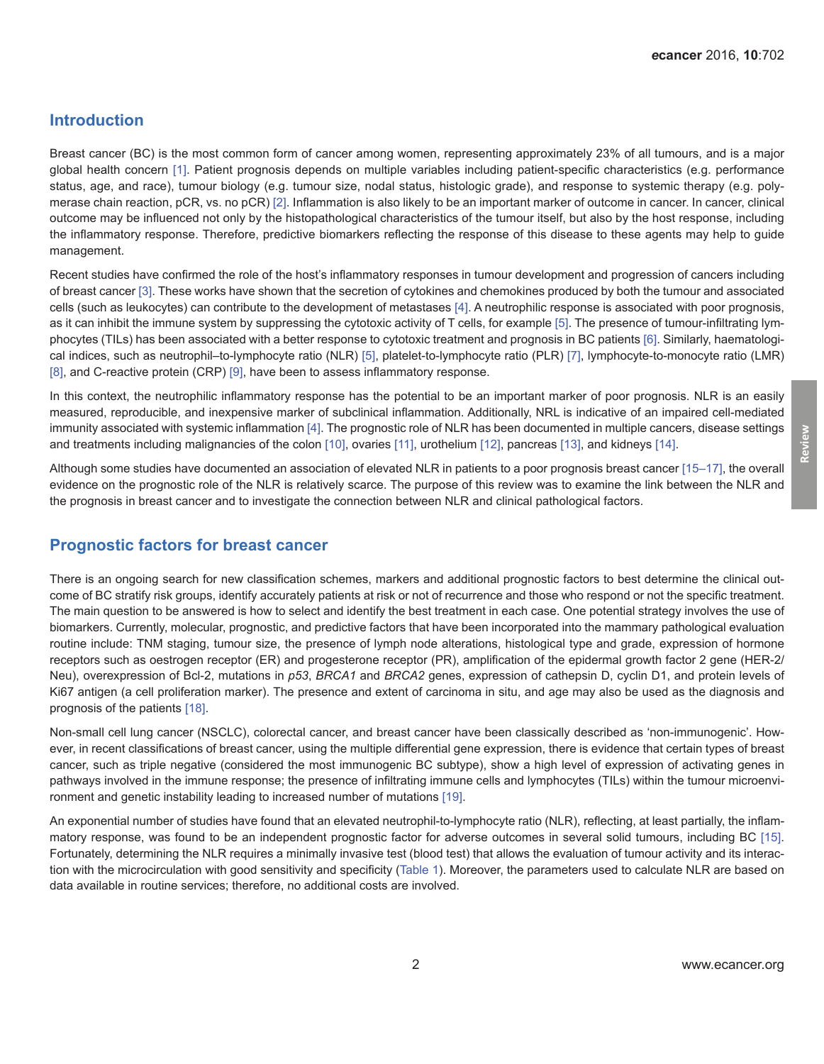## Introduction

Breast cancer (BC) is the most common form of cancer among women, representing approximately 23% of all tumours, and is a major global health concern [1]. Patient prognosis depends on multiple variables including patient-specific characteristics (e.g. performance status, age, and race), tumour biology (e.g. tumour size, nodal status, histologic grade), and response to systemic therapy (e.g. polymerase chain reaction, pCR, vs. no pCR) [2]. Inflammation is also likely to be an important marker of outcome in cancer. In cancer, clinical outcome may be influenced not only by the histopathological characteristics of the tumour itself, but also by the host response, including the inflammatory response. Therefore, predictive biomarkers reflecting the response of this disease to these agents may help to guide management.

Recent studies have confirmed the role of the host's inflammatory responses in tumour development and progression of cancers including of breast cancer [3]. These works have shown that the secretion of cytokines and chemokines produced by both the tumour and associated cells (such as leukocytes) can contribute to the development of metastases [4]. A neutrophilic response is associated with poor prognosis, as it can inhibit the immune system by suppressing the cytotoxic activity of T cells, for example [5]. The presence of tumour-infiltrating lymphocytes (TILs) has been associated with a better response to cytotoxic treatment and prognosis in BC patients [6]. Similarly, haematological indices, such as neutrophil–to-lymphocyte ratio (NLR) [5], platelet-to-lymphocyte ratio (PLR) [7], lymphocyte-to-monocyte ratio (LMR) [8], and C-reactive protein (CRP) [9], have been to assess inflammatory response.

In this context, the neutrophilic inflammatory response has the potential to be an important marker of poor prognosis. NLR is an easily measured, reproducible, and inexpensive marker of subclinical inflammation. Additionally, NRL is indicative of an impaired cell-mediated immunity associated with systemic inflammation [4]. The prognostic role of NLR has been documented in multiple cancers, disease settings and treatments including malignancies of the colon [10], ovaries [11], urothelium [12], pancreas [13], and kidneys [14].

Although some studies have documented an association of elevated NLR in patients to a poor prognosis breast cancer [15–17], the overall evidence on the prognostic role of the NLR is relatively scarce. The purpose of this review was to examine the link between the NLR and the prognosis in breast cancer and to investigate the connection between NLR and clinical pathological factors.

## Prognostic factors for breast cancer

There is an ongoing search for new classification schemes, markers and additional prognostic factors to best determine the clinical outcome of BC stratify risk groups, identify accurately patients at risk or not of recurrence and those who respond or not the specific treatment. The main question to be answered is how to select and identify the best treatment in each case. One potential strategy involves the use of biomarkers. Currently, molecular, prognostic, and predictive factors that have been incorporated into the mammary pathological evaluation routine include: TNM staging, tumour size, the presence of lymph node alterations, histological type and grade, expression of hormone receptors such as oestrogen receptor (ER) and progesterone receptor (PR), amplification of the epidermal growth factor 2 gene (HER-2/Neu), overexpression of Bcl-2, mutations in *p53*, *BRCA1* and *BRCA2* genes, expression of cathepsin D, cyclin D1, and protein levels of Ki67 antigen (a cell proliferation marker). The presence and extent of carcinoma in situ, and age may also be used as the diagnosis and prognosis of the patients [18].

Non-small cell lung cancer (NSCLC), colorectal cancer, and breast cancer have been classically described as 'non-immunogenic'. However, in recent classifications of breast cancer, using the multiple differential gene expression, there is evidence that certain types of breast cancer, such as triple negative (considered the most immunogenic BC subtype), show a high level of expression of activating genes in pathways involved in the immune response; the presence of infiltrating immune cells and lymphocytes (TILs) within the tumour microenvironment and genetic instability leading to increased number of mutations [19].

An exponential number of studies have found that an elevated neutrophil-to-lymphocyte ratio (NLR), reflecting, at least partially, the inflammatory response, was found to be an independent prognostic factor for adverse outcomes in several solid tumours, including BC [15]. Fortunately, determining the NLR requires a minimally invasive test (blood test) that allows the evaluation of tumour activity and its interaction with the microcirculation with good sensitivity and specificity (Table 1). Moreover, the parameters used to calculate NLR are based on data available in routine services; therefore, no additional costs are involved.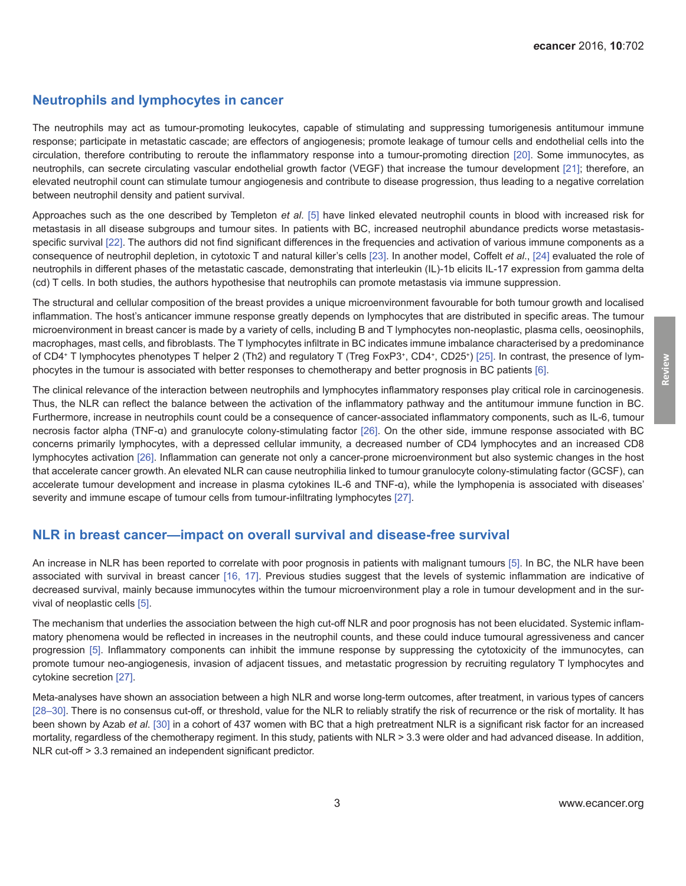## Neutrophils and lymphocytes in cancer

The neutrophils may act as tumour-promoting leukocytes, capable of stimulating and suppressing tumorigenesis antitumour immune response; participate in metastatic cascade; are effectors of angiogenesis; promote leakage of tumour cells and endothelial cells into the circulation, therefore contributing to reroute the inflammatory response into a tumour-promoting direction [20]. Some immunocytes, as neutrophils, can secrete circulating vascular endothelial growth factor (VEGF) that increase the tumour development [21]; therefore, an elevated neutrophil count can stimulate tumour angiogenesis and contribute to disease progression, thus leading to a negative correlation between neutrophil density and patient survival.

Approaches such as the one described by Templeton *et al*. [5] have linked elevated neutrophil counts in blood with increased risk for metastasis in all disease subgroups and tumour sites. In patients with BC, increased neutrophil abundance predicts worse metastasis-specific survival [22]. The authors did not find significant differences in the frequencies and activation of various immune components as a consequence of neutrophil depletion, in cytotoxic T and natural killer's cells [23]. In another model, Coffelt *et al*., [24] evaluated the role of neutrophils in different phases of the metastatic cascade, demonstrating that interleukin (IL)-1b elicits IL-17 expression from gamma delta (cd) T cells. In both studies, the authors hypothesise that neutrophils can promote metastasis via immune suppression.

The structural and cellular composition of the breast provides a unique microenvironment favourable for both tumour growth and localised inflammation. The host's anticancer immune response greatly depends on lymphocytes that are distributed in specific areas. The tumour microenvironment in breast cancer is made by a variety of cells, including B and T lymphocytes non-neoplastic, plasma cells, oeosinophils, macrophages, mast cells, and fibroblasts. The T lymphocytes infiltrate in BC indicates immune imbalance characterised by a predominance of $CD4^{+}$ T lymphocytes phenotypes T helper 2 (Th2) and regulatory T (Treg $FoxP3^{+}$, $CD4^{+}$, $CD25^{+}$) [25]. In contrast, the presence of lymphocytes in the tumour is associated with better responses to chemotherapy and better prognosis in BC patients [6].

The clinical relevance of the interaction between neutrophils and lymphocytes inflammatory responses play critical role in carcinogenesis. Thus, the NLR can reflect the balance between the activation of the inflammatory pathway and the antitumour immune function in BC. Furthermore, increase in neutrophils count could be a consequence of cancer-associated inflammatory components, such as IL-6, tumour necrosis factor alpha (TNF-α) and granulocyte colony-stimulating factor [26]. On the other side, immune response associated with BC concerns primarily lymphocytes, with a depressed cellular immunity, a decreased number of CD4 lymphocytes and an increased CD8 lymphocytes activation [26]. Inflammation can generate not only a cancer-prone microenvironment but also systemic changes in the host that accelerate cancer growth. An elevated NLR can cause neutrophilia linked to tumour granulocyte colony-stimulating factor (GCSF), can accelerate tumour development and increase in plasma cytokines IL-6 and TNF-α), while the lymphopenia is associated with diseases' severity and immune escape of tumour cells from tumour-infiltrating lymphocytes [27].

## NLR in breast cancer—impact on overall survival and disease-free survival

An increase in NLR has been reported to correlate with poor prognosis in patients with malignant tumours [5]. In BC, the NLR have been associated with survival in breast cancer [16, 17]. Previous studies suggest that the levels of systemic inflammation are indicative of decreased survival, mainly because immunocytes within the tumour microenvironment play a role in tumour development and in the survival of neoplastic cells [5].

The mechanism that underlies the association between the high cut-off NLR and poor prognosis has not been elucidated. Systemic inflammatory phenomena would be reflected in increases in the neutrophil counts, and these could induce tumoural agressiveness and cancer progression [5]. Inflammatory components can inhibit the immune response by suppressing the cytotoxicity of the immunocytes, can promote tumour neo-angiogenesis, invasion of adjacent tissues, and metastatic progression by recruiting regulatory T lymphocytes and cytokine secretion [27].

Meta-analyses have shown an association between a high NLR and worse long-term outcomes, after treatment, in various types of cancers [28–30]. There is no consensus cut-off, or threshold, value for the NLR to reliably stratify the risk of recurrence or the risk of mortality. It has been shown by Azab *et al*. [30] in a cohort of 437 women with BC that a high pretreatment NLR is a significant risk factor for an increased mortality, regardless of the chemotherapy regiment. In this study, patients with NLR > 3.3 were older and had advanced disease. In addition, NLR cut-off > 3.3 remained an independent significant predictor.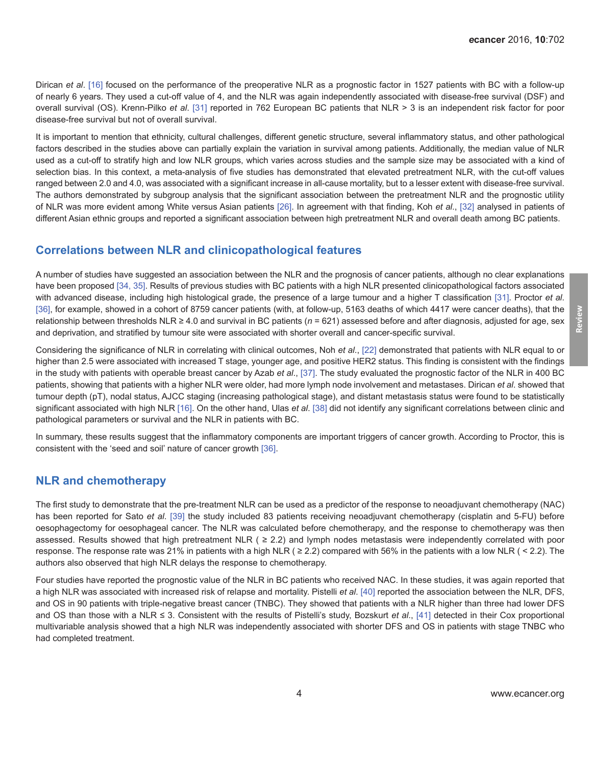Dirican *et al*. [16] focused on the performance of the preoperative NLR as a prognostic factor in 1527 patients with BC with a follow-up of nearly 6 years. They used a cut-off value of 4, and the NLR was again independently associated with disease-free survival (DSF) and overall survival (OS). Krenn-Pilko *et al*. [31] reported in 762 European BC patients that NLR > 3 is an independent risk factor for poor disease-free survival but not of overall survival.

It is important to mention that ethnicity, cultural challenges, different genetic structure, several inflammatory status, and other pathological factors described in the studies above can partially explain the variation in survival among patients. Additionally, the median value of NLR used as a cut-off to stratify high and low NLR groups, which varies across studies and the sample size may be associated with a kind of selection bias. In this context, a meta-analysis of five studies has demonstrated that elevated pretreatment NLR, with the cut-off values ranged between 2.0 and 4.0, was associated with a significant increase in all-cause mortality, but to a lesser extent with disease-free survival. The authors demonstrated by subgroup analysis that the significant association between the pretreatment NLR and the prognostic utility of NLR was more evident among White versus Asian patients [26]. In agreement with that finding, Koh *et al*., [32] analysed in patients of different Asian ethnic groups and reported a significant association between high pretreatment NLR and overall death among BC patients.

## Correlations between NLR and clinicopathological features

A number of studies have suggested an association between the NLR and the prognosis of cancer patients, although no clear explanations have been proposed [34, 35]. Results of previous studies with BC patients with a high NLR presented clinicopathological factors associated with advanced disease, including high histological grade, the presence of a large tumour and a higher T classification [31]. Proctor *et al*. [36], for example, showed in a cohort of 8759 cancer patients (with, at follow-up, 5163 deaths of which 4417 were cancer deaths), that the relationship between thresholds NLR ≥ 4.0 and survival in BC patients ($n$ = 621) assessed before and after diagnosis, adjusted for age, sex and deprivation, and stratified by tumour site were associated with shorter overall and cancer-specific survival.

Considering the significance of NLR in correlating with clinical outcomes, Noh *et al*., [22] demonstrated that patients with NLR equal to or higher than 2.5 were associated with increased T stage, younger age, and positive HER2 status. This finding is consistent with the findings in the study with patients with operable breast cancer by Azab *et al*., [37]. The study evaluated the prognostic factor of the NLR in 400 BC patients, showing that patients with a higher NLR were older, had more lymph node involvement and metastases. Dirican *et al*. showed that tumour depth (pT), nodal status, AJCC staging (increasing pathological stage), and distant metastasis status were found to be statistically significant associated with high NLR [16]. On the other hand, Ulas *et al*. [38] did not identify any significant correlations between clinic and pathological parameters or survival and the NLR in patients with BC.

In summary, these results suggest that the inflammatory components are important triggers of cancer growth. According to Proctor, this is consistent with the 'seed and soil' nature of cancer growth [36].

## NLR and chemotherapy

The first study to demonstrate that the pre-treatment NLR can be used as a predictor of the response to neoadjuvant chemotherapy (NAC) has been reported for Sato *et al*. [39] the study included 83 patients receiving neoadjuvant chemotherapy (cisplatin and 5-FU) before oesophagectomy for oesophageal cancer. The NLR was calculated before chemotherapy, and the response to chemotherapy was then assessed. Results showed that high pretreatment NLR ( ≥ 2.2) and lymph nodes metastasis were independently correlated with poor response. The response rate was 21% in patients with a high NLR ( ≥ 2.2) compared with 56% in the patients with a low NLR ( < 2.2). The authors also observed that high NLR delays the response to chemotherapy.

Four studies have reported the prognostic value of the NLR in BC patients who received NAC. In these studies, it was again reported that a high NLR was associated with increased risk of relapse and mortality. Pistelli *et al*. [40] reported the association between the NLR, DFS, and OS in 90 patients with triple-negative breast cancer (TNBC). They showed that patients with a NLR higher than three had lower DFS and OS than those with a NLR ≤ 3. Consistent with the results of Pistelli's study, Bozskurt *et al*., [41] detected in their Cox proportional multivariable analysis showed that a high NLR was independently associated with shorter DFS and OS in patients with stage TNBC who had completed treatment.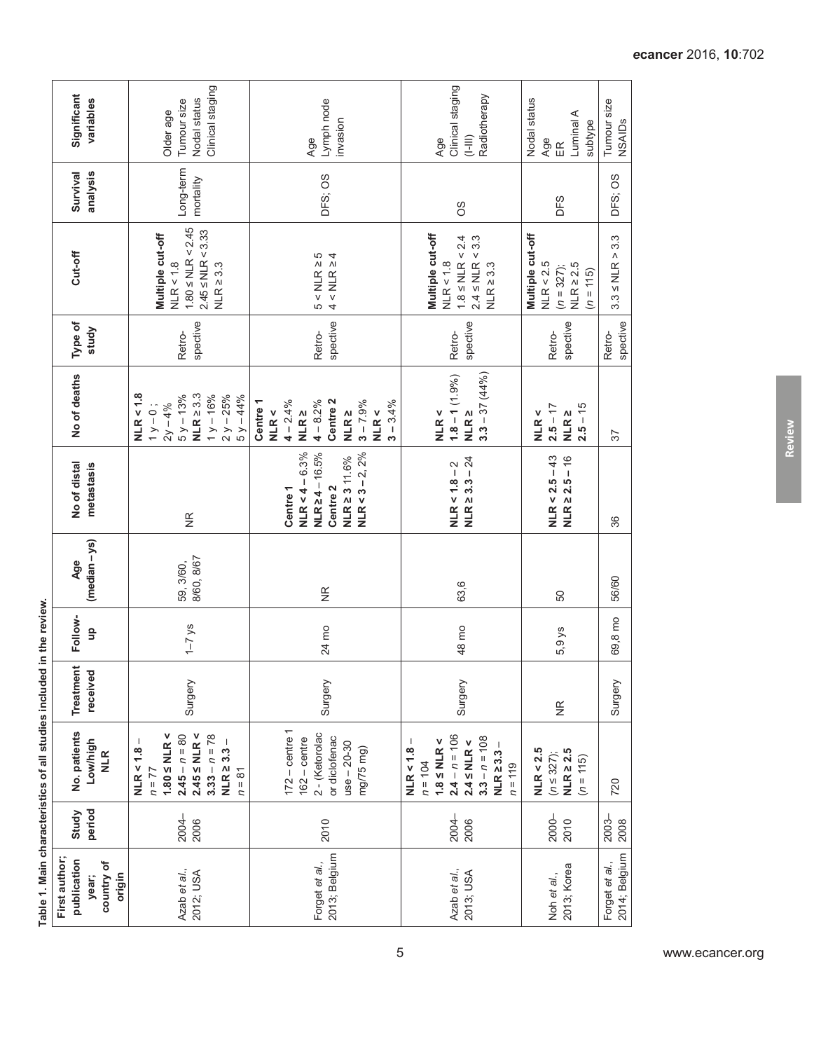Table 1. Main characteristics of all studies included in the review.

| First author; publication year; country of origin | Study period | No. patients Low/high NLR | Treatment received | Follow-up | Age (median – ys) | No of distal metastasis | No of deaths | Type of study | Cut-off | Survival analysis | Significant variables |
|---|---|---|---|---|---|---|---|---|---|---|---|
| Azab *et al.*, 2012; USA | 2004–2006 | **NLR < 1.8** – n = 77 **1.80 ≤ NLR < 2.45** – n = 80 **2.45 ≤ NLR < 3.33** – n = 78 **NLR ≥ 3.3** – n = 81 | Surgery | 1–7 ys | 59, 3/60, 8/60, 8/67 | NR | **NLR < 1.8** 1 y – 0 ; 2y – 4% 5 y – 13% **NLR ≥ 3.3** 1 y – 16% 2 y – 25% 5 y – 44% | Retro-spective | **Multiple cut-off** NLR < 1.8 1.80 ≤ NLR < 2.45 2.45 ≤ NLR < 3.33 NLR ≥ 3.3 | Long-term mortality | Older age Tumour size Nodal status Clinical staging |
| Forget *et al.*, 2013; Belgium | 2010 | 172 – centre 1 162 – centre 2 - (Ketorolac or diclofenac use – 20-30 mg/75 mg) | Surgery | 24 mo | NR | **Centre 1** **NLR < 4** – 6.3% **NLR ≥ 4** – 16.5% **Centre 2** **NLR ≥ 3** 11.6% **NLR < 3** – 2, 2% | **Centre 1** **NLR <** **4** – 2.4% **NLR ≥** **4** – 8.2% **Centre 2** **NLR ≥** **3** – 7.9% **NLR <** **3** – 3.4% | Retro-spective | 5 < NLR ≥ 5 4 < NLR ≥ 4 | DFS; OS | Age Lymph node invasion |
| Azab *et al.*, 2013; USA | 2004–2006 | **NLR < 1.8** – n = 104 **1.8 ≤ NLR < 2.4** – n = 106 **2.4 ≤ NLR < 3.3** – n = 108 **NLR ≥ 3.3** – n = 119 | Surgery | 48 mo | 63,6 | **NLR < 1.8** – 2 **NLR ≥ 3.3** – 24 | **NLR <** **1.8** – 1 (1.9%) **NLR ≥** **3.3** – 37 (44%) | Retro-spective | **Multiple cut-off** NLR < 1.8 1.8 ≤ NLR < 2.4 2.4 ≤ NLR < 3.3 NLR ≥ 3.3 | OS | Age Clinical staging (I-III) Radiotherapy |
| Noh *et al.*, 2013; Korea | 2000–2010 | **NLR < 2.5** (n ≤ 327); **NLR ≥ 2.5** (n = 115) | NR | 5,9 ys | 50 | **NLR < 2.5** – 43 **NLR ≥ 2.5** – 16 | **NLR <** **2.5** – 17 **NLR ≥** **2.5** – 15 | Retro-spective | **Multiple cut-off** NLR < 2.5 (n = 327); NLR ≥ 2.5 (n = 115) | DFS | Nodal status Age ER Luminal A subtype |
| Forget *et al.*, 2014; Belgium | 2003–2008 | 720 | Surgery | 69,8 mo | 56/60 | 36 | 37 | Retro-spective | 3.3 ≤ NLR > 3.3 | DFS; OS | Tumour size NSAIDs |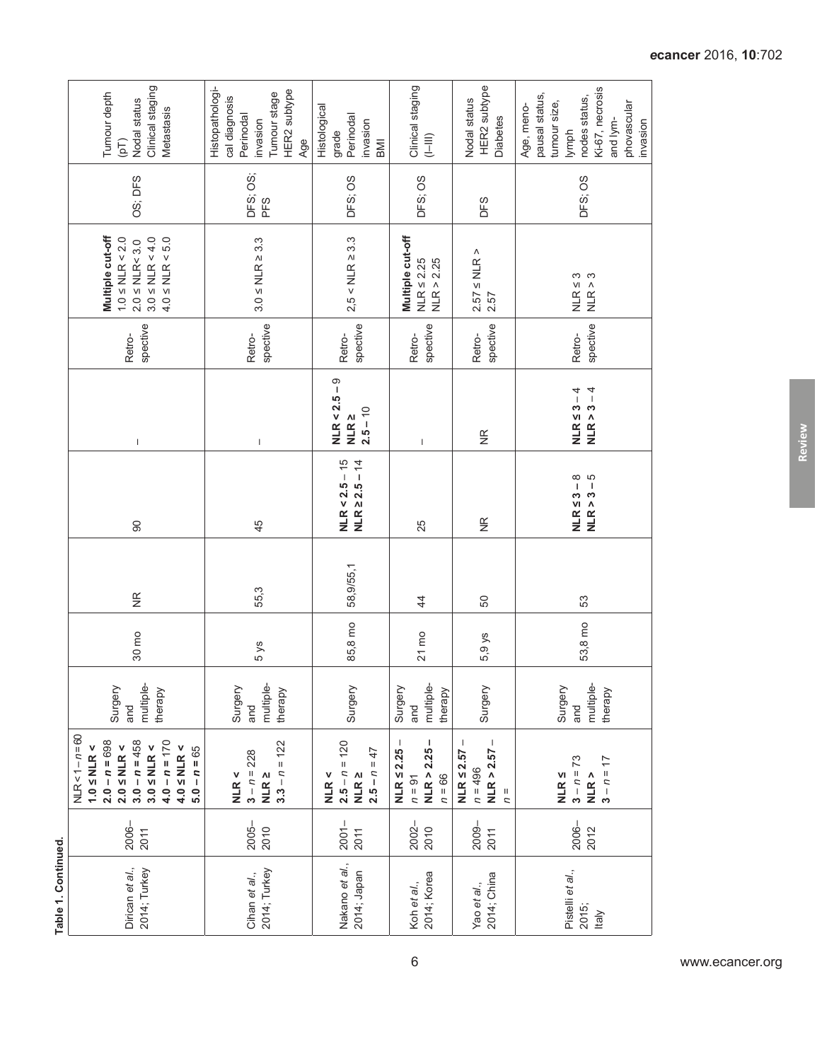**Table 1. Continued.**

| | | | | | | | | | | | |
|---|---|---|---|---|---|---|---|---|---|---|---|
| Dirican *et al.*, 2014; Turkey | 2006–2011 | NLR < 1 – *n* = 60<br>**1.0 ≤ NLR < 2.0 –** ***n*** **= 698**<br>**2.0 ≤ NLR < 3.0 –** ***n*** **= 458**<br>**3.0 ≤ NLR < 4.0 –** ***n*** **= 170**<br>**4.0 ≤ NLR < 5.0 –** ***n*** **= 65** | Surgery and multiple-therapy | 30 mo | NR | 90 | – | Retro-spective | **Multiple cut-off**<br>1.0 ≤ NLR < 2.0<br>2.0 ≤ NLR< 3.0<br>3.0 ≤ NLR < 4.0<br>4.0 ≤ NLR < 5.0 | OS; DFS | Tumour depth (pT)<br>Nodal status<br>Clinical staging<br>Metastasis |
| Cihan *et al.*, 2014; Turkey | 2005–2010 | **NLR < 3 –** *n* = 228<br>**NLR ≥ 3.3 –** *n* = 122 | Surgery and multiple-therapy | 5 ys | 55,3 | 45 | – | Retro-spective | 3.0 ≤ NLR ≥ 3.3 | DFS; OS; PFS | Histopathological diagnosis<br>Perinodal invasion<br>Tumour stage<br>HER2 subtype<br>Age |
| Nakano *et al.*, 2014; Japan | 2001–2011 | **NLR < 2.5 –** *n* = 120<br>**NLR ≥ 2.5 –** *n* = 47 | Surgery | 85,8 mo | 58,9/55,1 | **NLR < 2.5** – 15<br>**NLR ≥ 2.5** – 14 | **NLR < 2.5** – 9<br>**NLR ≥ 2.5** – 10 | Retro-spective | 2,5 < NLR ≥ 3.3 | DFS; OS | Histological grade<br>Perinodal invasion<br>BMI |
| Koh *et al.*, 2014; Korea | 2002–2010 | **NLR ≤ 2.25** – *n* = 91<br>**NLR > 2.25** – *n* = 66 | Surgery and multiple-therapy | 21 mo | 44 | 25 | – | Retro-spective | **Multiple cut-off**<br>NLR ≤ 2.25<br>NLR > 2.25 | DFS; OS | Clinical staging (I–III) |
| Yao *et al.*, 2014; China | 2009–2011 | **NLR ≤ 2.57** – *n* = 496<br>**NLR > 2.57** – *n* = | Surgery | 5,9 ys | 50 | NR | NR | Retro-spective | 2.57 ≤ NLR > 2.57 | DFS | Nodal status<br>HER2 subtype<br>Diabetes |
| Pistelli *et al.*, 2015; Italy | 2006–2012 | **NLR ≤ 3** – *n* = 73<br>**NLR > 3** – *n* = 17 | Surgery and multiple-therapy | 53,8 mo | 53 | **NLR ≤ 3** – 8<br>**NLR > 3** – 5 | **NLR ≤ 3** – 4<br>**NLR > 3** – 4 | Retro-spective | NLR ≤ 3<br>NLR > 3 | DFS; OS | Age, menopausal status, tumour size, lymph nodes status, Ki-67, necrosis and lymphovascular invasion |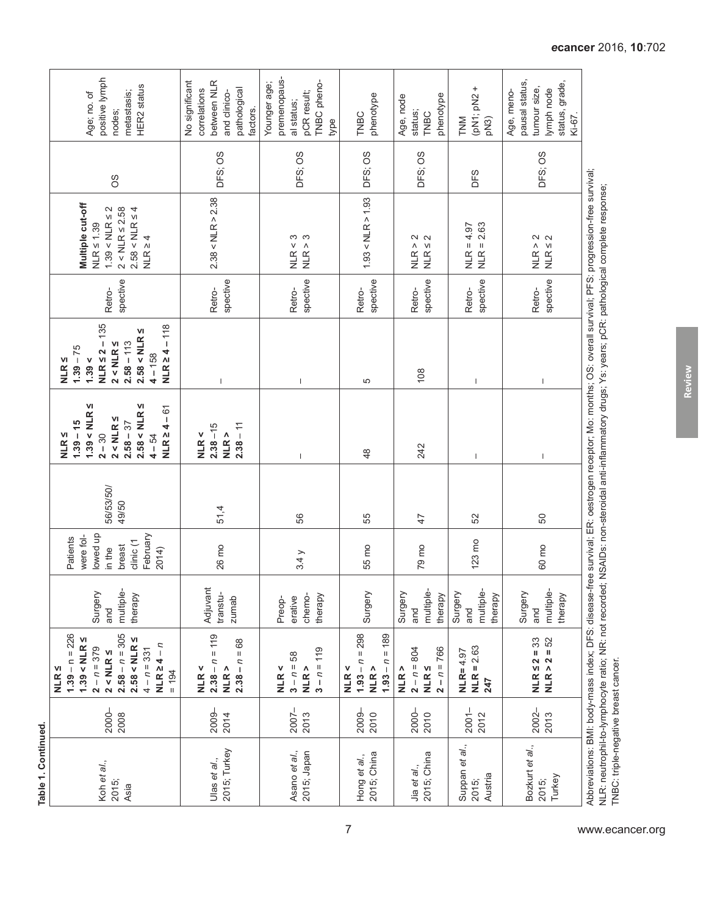**Table 1. Continued.**

| | | | | | | | | | | | |
|---|---|---|---|---|---|---|---|---|---|---|---|
| Koh *et al.*, 2015; Asia | 2000–2008 | **NLR ≤ 1.39** – n = 226 **1.39 < NLR ≤ 2** – n = 379 **2 < NLR ≤ 2.58** – n = 305 **2.58 < NLR ≤ 4** – n = 331 **NLR ≥ 4** – n = 194 | Surgery and multiple-therapy | Patients were followed up in the breast clinic (1 February 2014) | 56/53/50/49/50 | **NLR ≤ 1.39** – **15** **1.39 < NLR ≤ 2** – 30 **2 < NLR ≤ 2.58** – 37 **2.58 < NLR ≤ 4** – 54 **NLR ≥ 4** – 61 | **NLR ≤ 1.39** – 75 **1.39 < NLR ≤ 2** – 135 **2 < NLR ≤ 2.58** – 113 **2.58 < NLR ≤ 4** – 158 **NLR ≥ 4** – 118 | Retro-spective | **Multiple cut-off** NLR ≤ 1.39 1.39 < NLR ≤ 2 2 < NLR ≤ 2.58 2.58 < NLR ≤ 4 NLR ≥ 4 | OS | Age; no. of positive lymph nodes; metastasis; HER2 status |
| Ulas *et al.*, 2015; Turkey | 2009–2014 | **NLR < 2.38** – n = 119 **NLR > 2.38** – n = 68 | Adjuvant transtuzumab | 26 mo | 51,4 | **NLR < 2.38** –15 **NLR > 2.38** – 11 | – | Retro-spective | 2.38 < NLR > 2.38 | DFS; OS | No significant correlations between NLR and clinico-pathological factors. |
| Asano *et al.*, 2015; Japan | 2007–2013 | **NLR < 3** – n = 58 **NLR > 3** – n = 119 | Preoperative chemo-therapy | 3,4 y | 56 | – | – | Retro-spective | NLR < 3 NLR > 3 | DFS; OS | Younger age; premenopausal status; pCR result; TNBC phenotype |
| Hong *et al.*, 2015; China | 2009–2010 | **NLR < 1.93** – n = 298 **NLR > 1.93** – n = 189 | Surgery | 55 mo | 55 | 48 | 5 | Retro-spective | 1.93 < NLR > 1.93 | DFS; OS | TNBC phenotype |
| Jia *et al.*, 2015; China | 2000–2010 | **NLR > 2** – n = 804 **NLR ≤ 2** – n = 766 | Surgery and multiple-therapy | 79 mo | 47 | 242 | 108 | Retro-spective | NLR > 2 NLR ≤ 2 | DFS; OS | Age, node status; TNBC phenotype |
| Suppan *et al.*, 2015; Austria | 2001–2012 | **NLR=** 4.97 **NLR =** 2.63 **247** | Surgery and multiple-therapy | 123 mo | 52 | – | – | Retro-spective | NLR = 4.97 NLR = 2.63 | DFS | TNM (pN1; pN2 + pN3) |
| Bozkurt *et al.*, 2015; Turkey | 2002–2013 | **NLR ≤ 2 = 33** **NLR > 2 = 52** | Surgery and multiple-therapy | 60 mo | 50 | – | – | Retro-spective | NLR > 2 NLR ≤ 2 | DFS; OS | Age, menopausal status, tumour size, lymph node status, grade, Ki-67. |

Abbreviations: BMI: body-mass index; DFS: disease-free survival; ER: oestrogen receptor; Mo: months; OS: overall survival; PFS: progression-free survival; NLR: neutrophil-to-lymphocyte ratio; NR: not recorded; NSAIDs: non-steroidal anti-inflammatory drugs; Ys: years; pCR: pathological complete response; TNBC: triple-negative breast cancer.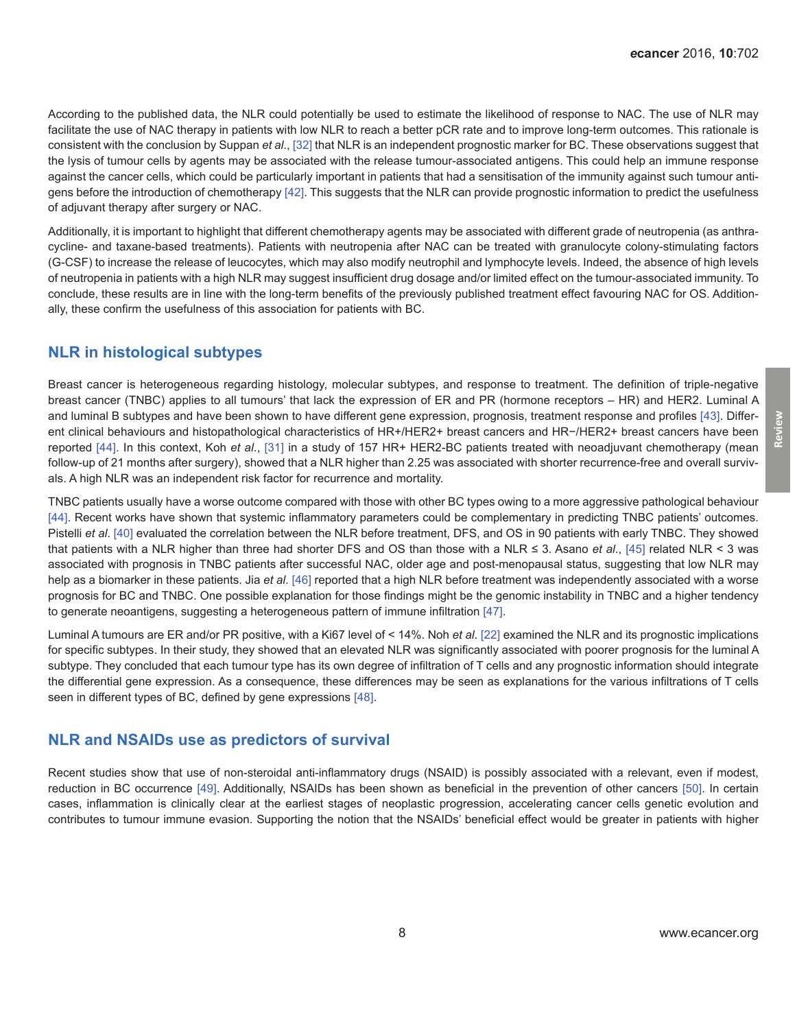According to the published data, the NLR could potentially be used to estimate the likelihood of response to NAC. The use of NLR may facilitate the use of NAC therapy in patients with low NLR to reach a better pCR rate and to improve long-term outcomes. This rationale is consistent with the conclusion by Suppan *et al*., [32] that NLR is an independent prognostic marker for BC. These observations suggest that the lysis of tumour cells by agents may be associated with the release tumour-associated antigens. This could help an immune response against the cancer cells, which could be particularly important in patients that had a sensitisation of the immunity against such tumour antigens before the introduction of chemotherapy [42]. This suggests that the NLR can provide prognostic information to predict the usefulness of adjuvant therapy after surgery or NAC.

Additionally, it is important to highlight that different chemotherapy agents may be associated with different grade of neutropenia (as anthracycline- and taxane-based treatments). Patients with neutropenia after NAC can be treated with granulocyte colony-stimulating factors (G-CSF) to increase the release of leucocytes, which may also modify neutrophil and lymphocyte levels. Indeed, the absence of high levels of neutropenia in patients with a high NLR may suggest insufficient drug dosage and/or limited effect on the tumour-associated immunity. To conclude, these results are in line with the long-term benefits of the previously published treatment effect favouring NAC for OS. Additionally, these confirm the usefulness of this association for patients with BC.

## NLR in histological subtypes

Breast cancer is heterogeneous regarding histology, molecular subtypes, and response to treatment. The definition of triple-negative breast cancer (TNBC) applies to all tumours' that lack the expression of ER and PR (hormone receptors – HR) and HER2. Luminal A and luminal B subtypes and have been shown to have different gene expression, prognosis, treatment response and profiles [43]. Different clinical behaviours and histopathological characteristics of HR+/HER2+ breast cancers and HR−/HER2+ breast cancers have been reported [44]. In this context, Koh *et al*., [31] in a study of 157 HR+ HER2-BC patients treated with neoadjuvant chemotherapy (mean follow-up of 21 months after surgery), showed that a NLR higher than 2.25 was associated with shorter recurrence-free and overall survivals. A high NLR was an independent risk factor for recurrence and mortality.

TNBC patients usually have a worse outcome compared with those with other BC types owing to a more aggressive pathological behaviour [44]. Recent works have shown that systemic inflammatory parameters could be complementary in predicting TNBC patients' outcomes. Pistelli *et al*. [40] evaluated the correlation between the NLR before treatment, DFS, and OS in 90 patients with early TNBC. They showed that patients with a NLR higher than three had shorter DFS and OS than those with a NLR ≤ 3. Asano *et al*., [45] related NLR < 3 was associated with prognosis in TNBC patients after successful NAC, older age and post-menopausal status, suggesting that low NLR may help as a biomarker in these patients. Jia *et al*. [46] reported that a high NLR before treatment was independently associated with a worse prognosis for BC and TNBC. One possible explanation for those findings might be the genomic instability in TNBC and a higher tendency to generate neoantigens, suggesting a heterogeneous pattern of immune infiltration [47].

Luminal A tumours are ER and/or PR positive, with a Ki67 level of < 14%. Noh *et al*. [22] examined the NLR and its prognostic implications for specific subtypes. In their study, they showed that an elevated NLR was significantly associated with poorer prognosis for the luminal A subtype. They concluded that each tumour type has its own degree of infiltration of T cells and any prognostic information should integrate the differential gene expression. As a consequence, these differences may be seen as explanations for the various infiltrations of T cells seen in different types of BC, defined by gene expressions [48].

## NLR and NSAIDs use as predictors of survival

Recent studies show that use of non-steroidal anti-inflammatory drugs (NSAID) is possibly associated with a relevant, even if modest, reduction in BC occurrence [49]. Additionally, NSAIDs has been shown as beneficial in the prevention of other cancers [50]. In certain cases, inflammation is clinically clear at the earliest stages of neoplastic progression, accelerating cancer cells genetic evolution and contributes to tumour immune evasion. Supporting the notion that the NSAIDs' beneficial effect would be greater in patients with higher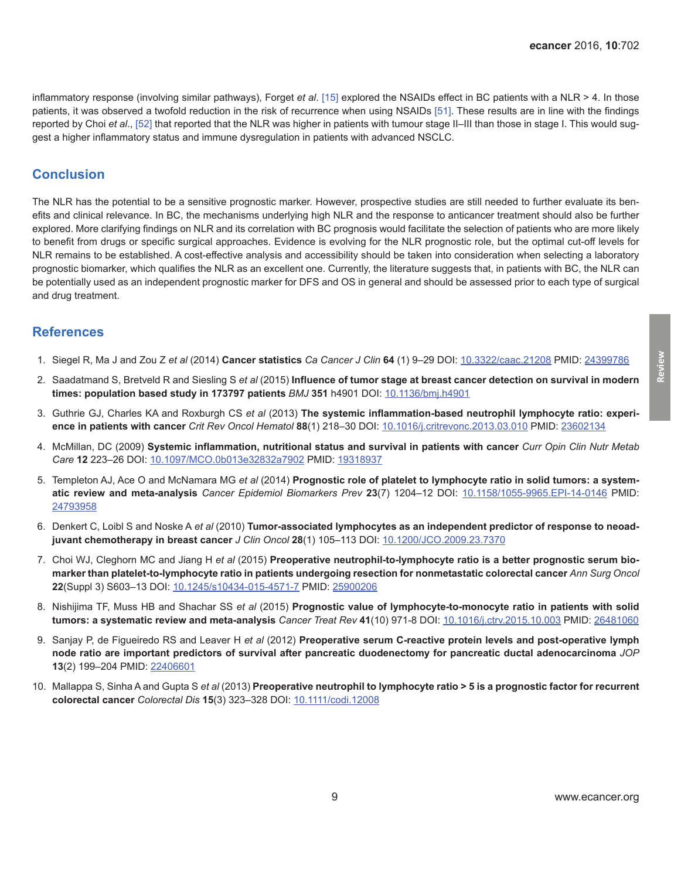inflammatory response (involving similar pathways), Forget *et al*. [15] explored the NSAIDs effect in BC patients with a NLR > 4. In those patients, it was observed a twofold reduction in the risk of recurrence when using NSAIDs [51]. These results are in line with the findings reported by Choi *et al*., [52] that reported that the NLR was higher in patients with tumour stage II–III than those in stage I. This would suggest a higher inflammatory status and immune dysregulation in patients with advanced NSCLC.

## Conclusion

The NLR has the potential to be a sensitive prognostic marker. However, prospective studies are still needed to further evaluate its benefits and clinical relevance. In BC, the mechanisms underlying high NLR and the response to anticancer treatment should also be further explored. More clarifying findings on NLR and its correlation with BC prognosis would facilitate the selection of patients who are more likely to benefit from drugs or specific surgical approaches. Evidence is evolving for the NLR prognostic role, but the optimal cut-off levels for NLR remains to be established. A cost-effective analysis and accessibility should be taken into consideration when selecting a laboratory prognostic biomarker, which qualifies the NLR as an excellent one. Currently, the literature suggests that, in patients with BC, the NLR can be potentially used as an independent prognostic marker for DFS and OS in general and should be assessed prior to each type of surgical and drug treatment.

## References

1. Siegel R, Ma J and Zou Z *et al* (2014) **Cancer statistics** *Ca Cancer J Clin* **64** (1) 9–29 DOI: 10.3322/caac.21208 PMID: 24399786
2. Saadatmand S, Bretveld R and Siesling S *et al* (2015) **Influence of tumor stage at breast cancer detection on survival in modern times: population based study in 173797 patients** *BMJ* **351** h4901 DOI: 10.1136/bmj.h4901
3. Guthrie GJ, Charles KA and Roxburgh CS *et al* (2013) **The systemic inflammation-based neutrophil lymphocyte ratio: experience in patients with cancer** *Crit Rev Oncol Hematol* **88**(1) 218–30 DOI: 10.1016/j.critrevonc.2013.03.010 PMID: 23602134
4. McMillan, DC (2009) **Systemic inflammation, nutritional status and survival in patients with cancer** *Curr Opin Clin Nutr Metab Care* **12** 223–26 DOI: 10.1097/MCO.0b013e32832a7902 PMID: 19318937
5. Templeton AJ, Ace O and McNamara MG *et al* (2014) **Prognostic role of platelet to lymphocyte ratio in solid tumors: a systematic review and meta-analysis** *Cancer Epidemiol Biomarkers Prev* **23**(7) 1204–12 DOI: 10.1158/1055-9965.EPI-14-0146 PMID: 24793958
6. Denkert C, Loibl S and Noske A *et al* (2010) **Tumor-associated lymphocytes as an independent predictor of response to neoadjuvant chemotherapy in breast cancer** *J Clin Oncol* **28**(1) 105–113 DOI: 10.1200/JCO.2009.23.7370
7. Choi WJ, Cleghorn MC and Jiang H *et al* (2015) **Preoperative neutrophil-to-lymphocyte ratio is a better prognostic serum biomarker than platelet-to-lymphocyte ratio in patients undergoing resection for nonmetastatic colorectal cancer** *Ann Surg Oncol* **22**(Suppl 3) S603–13 DOI: 10.1245/s10434-015-4571-7 PMID: 25900206
8. Nishijima TF, Muss HB and Shachar SS *et al* (2015) **Prognostic value of lymphocyte-to-monocyte ratio in patients with solid tumors: a systematic review and meta-analysis** *Cancer Treat Rev* **41**(10) 971-8 DOI: 10.1016/j.ctrv.2015.10.003 PMID: 26481060
9. Sanjay P, de Figueiredo RS and Leaver H *et al* (2012) **Preoperative serum C-reactive protein levels and post-operative lymph node ratio are important predictors of survival after pancreatic duodenectomy for pancreatic ductal adenocarcinoma** *JOP* **13**(2) 199–204 PMID: 22406601
10. Mallappa S, Sinha A and Gupta S *et al* (2013) **Preoperative neutrophil to lymphocyte ratio > 5 is a prognostic factor for recurrent colorectal cancer** *Colorectal Dis* **15**(3) 323–328 DOI: 10.1111/codi.12008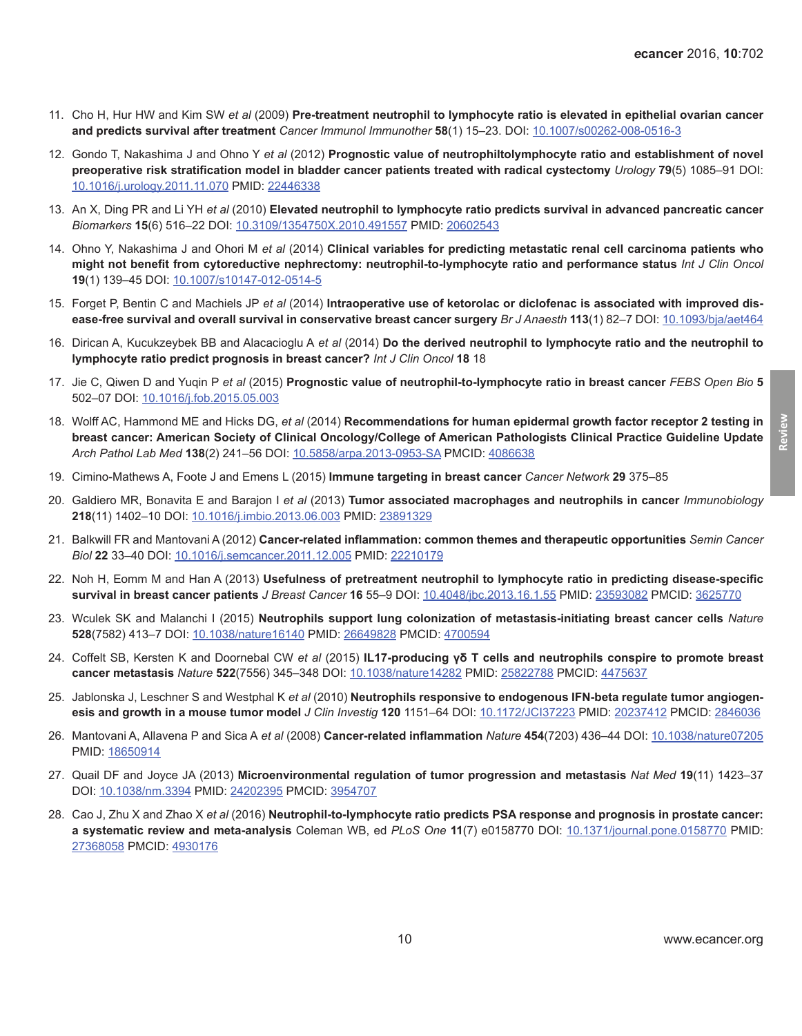11. Cho H, Hur HW and Kim SW *et al* (2009) **Pre-treatment neutrophil to lymphocyte ratio is elevated in epithelial ovarian cancer and predicts survival after treatment** *Cancer Immunol Immunother* **58**(1) 15–23. DOI: 10.1007/s00262-008-0516-3

12. Gondo T, Nakashima J and Ohno Y *et al* (2012) **Prognostic value of neutrophiltolymphocyte ratio and establishment of novel preoperative risk stratification model in bladder cancer patients treated with radical cystectomy** *Urology* **79**(5) 1085–91 DOI: 10.1016/j.urology.2011.11.070 PMID: 22446338

13. An X, Ding PR and Li YH *et al* (2010) **Elevated neutrophil to lymphocyte ratio predicts survival in advanced pancreatic cancer** *Biomarkers* **15**(6) 516–22 DOI: 10.3109/1354750X.2010.491557 PMID: 20602543

14. Ohno Y, Nakashima J and Ohori M *et al* (2014) **Clinical variables for predicting metastatic renal cell carcinoma patients who might not benefit from cytoreductive nephrectomy: neutrophil-to-lymphocyte ratio and performance status** *Int J Clin Oncol* **19**(1) 139–45 DOI: 10.1007/s10147-012-0514-5

15. Forget P, Bentin C and Machiels JP *et al* (2014) **Intraoperative use of ketorolac or diclofenac is associated with improved disease-free survival and overall survival in conservative breast cancer surgery** *Br J Anaesth* **113**(1) 82–7 DOI: 10.1093/bja/aet464

16. Dirican A, Kucukzeybek BB and Alacacioglu A *et al* (2014) **Do the derived neutrophil to lymphocyte ratio and the neutrophil to lymphocyte ratio predict prognosis in breast cancer?** *Int J Clin Oncol* **18** 18

17. Jie C, Qiwen D and Yuqin P *et al* (2015) **Prognostic value of neutrophil-to-lymphocyte ratio in breast cancer** *FEBS Open Bio* **5** 502–07 DOI: 10.1016/j.fob.2015.05.003

18. Wolff AC, Hammond ME and Hicks DG, *et al* (2014) **Recommendations for human epidermal growth factor receptor 2 testing in breast cancer: American Society of Clinical Oncology/College of American Pathologists Clinical Practice Guideline Update** *Arch Pathol Lab Med* **138**(2) 241–56 DOI: 10.5858/arpa.2013-0953-SA PMCID: 4086638

19. Cimino-Mathews A, Foote J and Emens L (2015) **Immune targeting in breast cancer** *Cancer Network* **29** 375–85

20. Galdiero MR, Bonavita E and Barajon I *et al* (2013) **Tumor associated macrophages and neutrophils in cancer** *Immunobiology* **218**(11) 1402–10 DOI: 10.1016/j.imbio.2013.06.003 PMID: 23891329

21. Balkwill FR and Mantovani A (2012) **Cancer-related inflammation: common themes and therapeutic opportunities** *Semin Cancer Biol* **22** 33–40 DOI: 10.1016/j.semcancer.2011.12.005 PMID: 22210179

22. Noh H, Eomm M and Han A (2013) **Usefulness of pretreatment neutrophil to lymphocyte ratio in predicting disease-specific survival in breast cancer patients** *J Breast Cancer* **16** 55–9 DOI: 10.4048/jbc.2013.16.1.55 PMID: 23593082 PMCID: 3625770

23. Wculek SK and Malanchi I (2015) **Neutrophils support lung colonization of metastasis-initiating breast cancer cells** *Nature* **528**(7582) 413–7 DOI: 10.1038/nature16140 PMID: 26649828 PMCID: 4700594

24. Coffelt SB, Kersten K and Doornebal CW *et al* (2015) **IL17-producing γδ T cells and neutrophils conspire to promote breast cancer metastasis** *Nature* **522**(7556) 345–348 DOI: 10.1038/nature14282 PMID: 25822788 PMCID: 4475637

25. Jablonska J, Leschner S and Westphal K *et al* (2010) **Neutrophils responsive to endogenous IFN-beta regulate tumor angiogenesis and growth in a mouse tumor model** *J Clin Investig* **120** 1151–64 DOI: 10.1172/JCI37223 PMID: 20237412 PMCID: 2846036

26. Mantovani A, Allavena P and Sica A *et al* (2008) **Cancer-related inflammation** *Nature* **454**(7203) 436–44 DOI: 10.1038/nature07205 PMID: 18650914

27. Quail DF and Joyce JA (2013) **Microenvironmental regulation of tumor progression and metastasis** *Nat Med* **19**(11) 1423–37 DOI: 10.1038/nm.3394 PMID: 24202395 PMCID: 3954707

28. Cao J, Zhu X and Zhao X *et al* (2016) **Neutrophil-to-lymphocyte ratio predicts PSA response and prognosis in prostate cancer: a systematic review and meta-analysis** Coleman WB, ed *PLoS One* **11**(7) e0158770 DOI: 10.1371/journal.pone.0158770 PMID: 27368058 PMCID: 4930176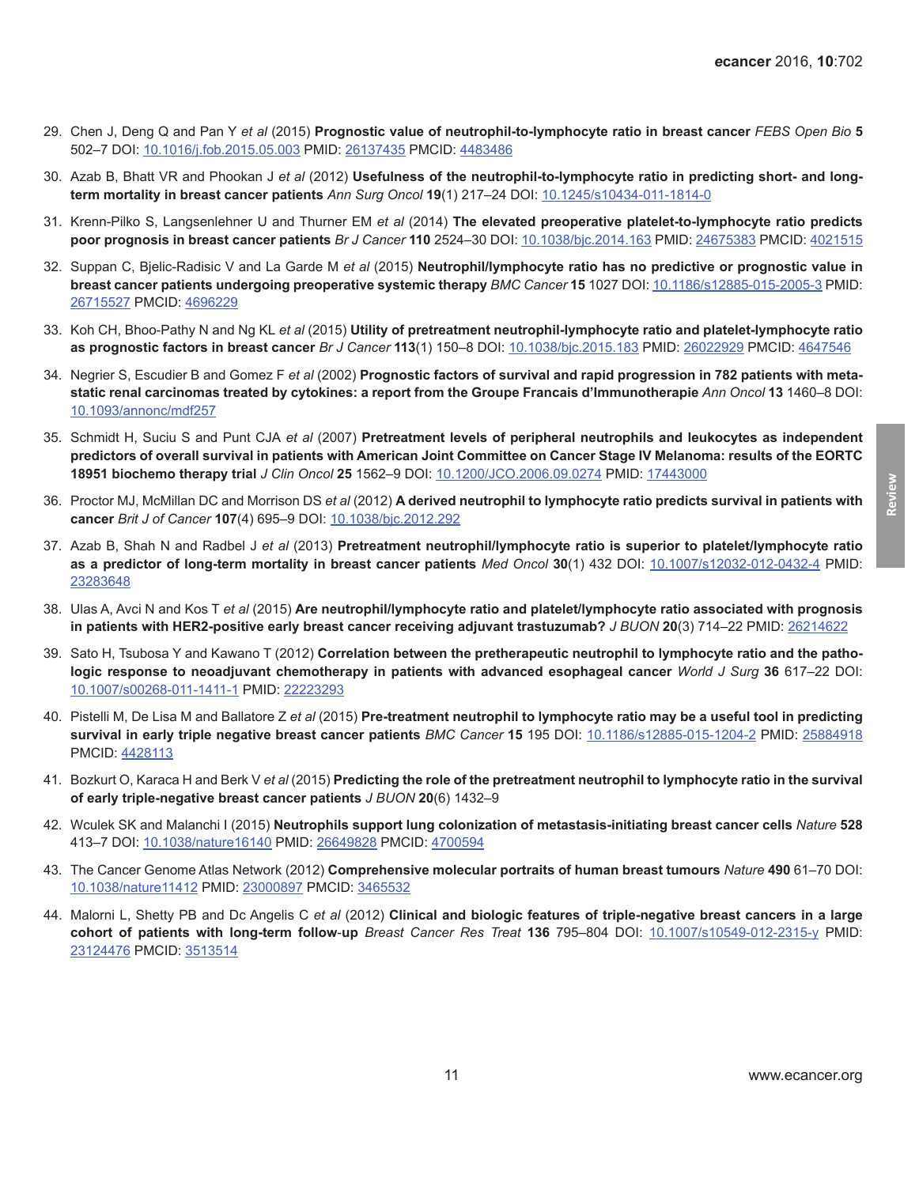29. Chen J, Deng Q and Pan Y *et al* (2015) **Prognostic value of neutrophil-to-lymphocyte ratio in breast cancer** *FEBS Open Bio* **5** 502–7 DOI: 10.1016/j.fob.2015.05.003 PMID: 26137435 PMCID: 4483486

30. Azab B, Bhatt VR and Phookan J *et al* (2012) **Usefulness of the neutrophil-to-lymphocyte ratio in predicting short- and long-term mortality in breast cancer patients** *Ann Surg Oncol* **19**(1) 217–24 DOI: 10.1245/s10434-011-1814-0

31. Krenn-Pilko S, Langsenlehner U and Thurner EM *et al* (2014) **The elevated preoperative platelet-to-lymphocyte ratio predicts poor prognosis in breast cancer patients** *Br J Cancer* **110** 2524–30 DOI: 10.1038/bjc.2014.163 PMID: 24675383 PMCID: 4021515

32. Suppan C, Bjelic-Radisic V and La Garde M *et al* (2015) **Neutrophil/lymphocyte ratio has no predictive or prognostic value in breast cancer patients undergoing preoperative systemic therapy** *BMC Cancer* **15** 1027 DOI: 10.1186/s12885-015-2005-3 PMID: 26715527 PMCID: 4696229

33. Koh CH, Bhoo-Pathy N and Ng KL *et al* (2015) **Utility of pretreatment neutrophil-lymphocyte ratio and platelet-lymphocyte ratio as prognostic factors in breast cancer** *Br J Cancer* **113**(1) 150–8 DOI: 10.1038/bjc.2015.183 PMID: 26022929 PMCID: 4647546

34. Negrier S, Escudier B and Gomez F *et al* (2002) **Prognostic factors of survival and rapid progression in 782 patients with metastatic renal carcinomas treated by cytokines: a report from the Groupe Francais d'Immunotherapie** *Ann Oncol* **13** 1460–8 DOI: 10.1093/annonc/mdf257

35. Schmidt H, Suciu S and Punt CJA *et al* (2007) **Pretreatment levels of peripheral neutrophils and leukocytes as independent predictors of overall survival in patients with American Joint Committee on Cancer Stage IV Melanoma: results of the EORTC 18951 biochemo therapy trial** *J Clin Oncol* **25** 1562–9 DOI: 10.1200/JCO.2006.09.0274 PMID: 17443000

36. Proctor MJ, McMillan DC and Morrison DS *et al* (2012) **A derived neutrophil to lymphocyte ratio predicts survival in patients with cancer** *Brit J of Cancer* **107**(4) 695–9 DOI: 10.1038/bjc.2012.292

37. Azab B, Shah N and Radbel J *et al* (2013) **Pretreatment neutrophil/lymphocyte ratio is superior to platelet/lymphocyte ratio as a predictor of long-term mortality in breast cancer patients** *Med Oncol* **30**(1) 432 DOI: 10.1007/s12032-012-0432-4 PMID: 23283648

38. Ulas A, Avci N and Kos T *et al* (2015) **Are neutrophil/lymphocyte ratio and platelet/lymphocyte ratio associated with prognosis in patients with HER2-positive early breast cancer receiving adjuvant trastuzumab?** *J BUON* **20**(3) 714–22 PMID: 26214622

39. Sato H, Tsubosa Y and Kawano T (2012) **Correlation between the pretherapeutic neutrophil to lymphocyte ratio and the pathologic response to neoadjuvant chemotherapy in patients with advanced esophageal cancer** *World J Surg* **36** 617–22 DOI: 10.1007/s00268-011-1411-1 PMID: 22223293

40. Pistelli M, De Lisa M and Ballatore Z *et al* (2015) **Pre-treatment neutrophil to lymphocyte ratio may be a useful tool in predicting survival in early triple negative breast cancer patients** *BMC Cancer* **15** 195 DOI: 10.1186/s12885-015-1204-2 PMID: 25884918 PMCID: 4428113

41. Bozkurt O, Karaca H and Berk V *et al* (2015) **Predicting the role of the pretreatment neutrophil to lymphocyte ratio in the survival of early triple-negative breast cancer patients** *J BUON* **20**(6) 1432–9

42. Wculek SK and Malanchi I (2015) **Neutrophils support lung colonization of metastasis-initiating breast cancer cells** *Nature* **528** 413–7 DOI: 10.1038/nature16140 PMID: 26649828 PMCID: 4700594

43. The Cancer Genome Atlas Network (2012) **Comprehensive molecular portraits of human breast tumours** *Nature* **490** 61–70 DOI: 10.1038/nature11412 PMID: 23000897 PMCID: 3465532

44. Malorni L, Shetty PB and Dc Angelis C *et al* (2012) **Clinical and biologic features of triple-negative breast cancers in a large cohort of patients with long-term follow-up** *Breast Cancer Res Treat* **136** 795–804 DOI: 10.1007/s10549-012-2315-y PMID: 23124476 PMCID: 3513514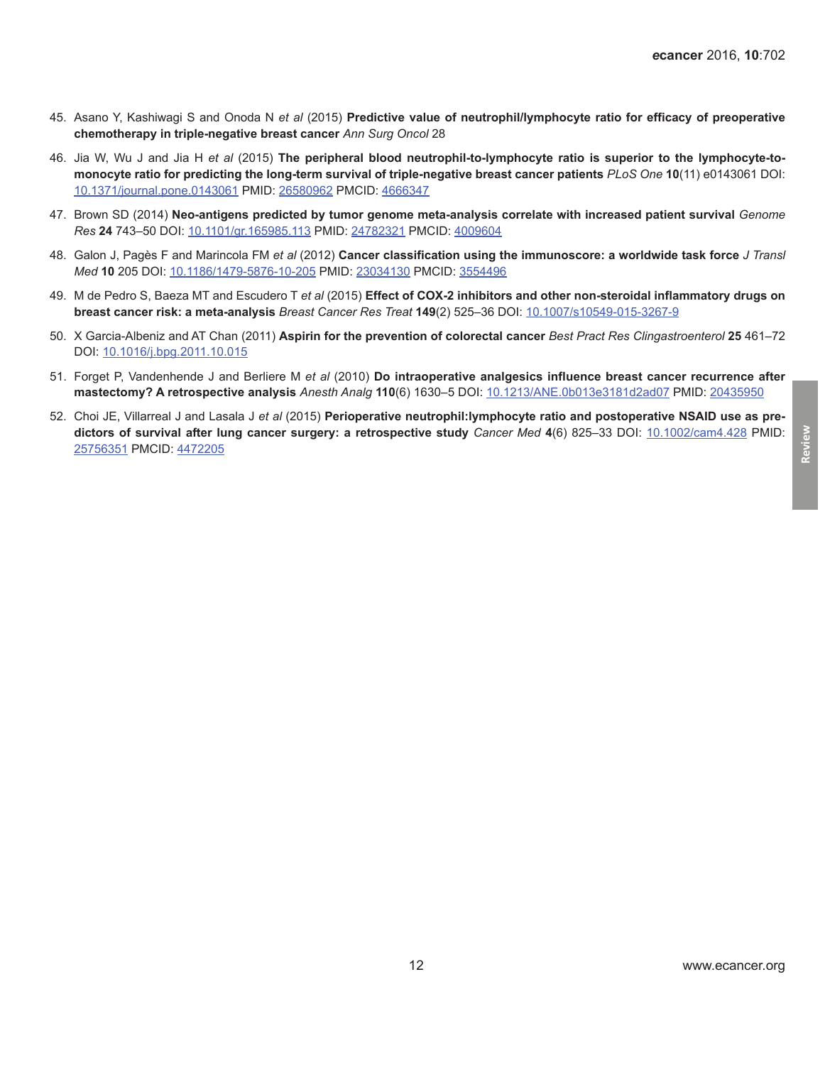45. Asano Y, Kashiwagi S and Onoda N *et al* (2015) **Predictive value of neutrophil/lymphocyte ratio for efficacy of preoperative chemotherapy in triple-negative breast cancer** *Ann Surg Oncol* 28

46. Jia W, Wu J and Jia H *et al* (2015) **The peripheral blood neutrophil-to-lymphocyte ratio is superior to the lymphocyte-to-monocyte ratio for predicting the long-term survival of triple-negative breast cancer patients** *PLoS One* **10**(11) e0143061 DOI: 10.1371/journal.pone.0143061 PMID: 26580962 PMCID: 4666347

47. Brown SD (2014) **Neo-antigens predicted by tumor genome meta-analysis correlate with increased patient survival** *Genome Res* **24** 743–50 DOI: 10.1101/gr.165985.113 PMID: 24782321 PMCID: 4009604

48. Galon J, Pagès F and Marincola FM *et al* (2012) **Cancer classification using the immunoscore: a worldwide task force** *J Transl Med* **10** 205 DOI: 10.1186/1479-5876-10-205 PMID: 23034130 PMCID: 3554496

49. M de Pedro S, Baeza MT and Escudero T *et al* (2015) **Effect of COX-2 inhibitors and other non-steroidal inflammatory drugs on breast cancer risk: a meta-analysis** *Breast Cancer Res Treat* **149**(2) 525–36 DOI: 10.1007/s10549-015-3267-9

50. X Garcia-Albeniz and AT Chan (2011) **Aspirin for the prevention of colorectal cancer** *Best Pract Res Clingastroenterol* **25** 461–72 DOI: 10.1016/j.bpg.2011.10.015

51. Forget P, Vandenhende J and Berliere M *et al* (2010) **Do intraoperative analgesics influence breast cancer recurrence after mastectomy? A retrospective analysis** *Anesth Analg* **110**(6) 1630–5 DOI: 10.1213/ANE.0b013e3181d2ad07 PMID: 20435950

52. Choi JE, Villarreal J and Lasala J *et al* (2015) **Perioperative neutrophil:lymphocyte ratio and postoperative NSAID use as predictors of survival after lung cancer surgery: a retrospective study** *Cancer Med* **4**(6) 825–33 DOI: 10.1002/cam4.428 PMID: 25756351 PMCID: 4472205